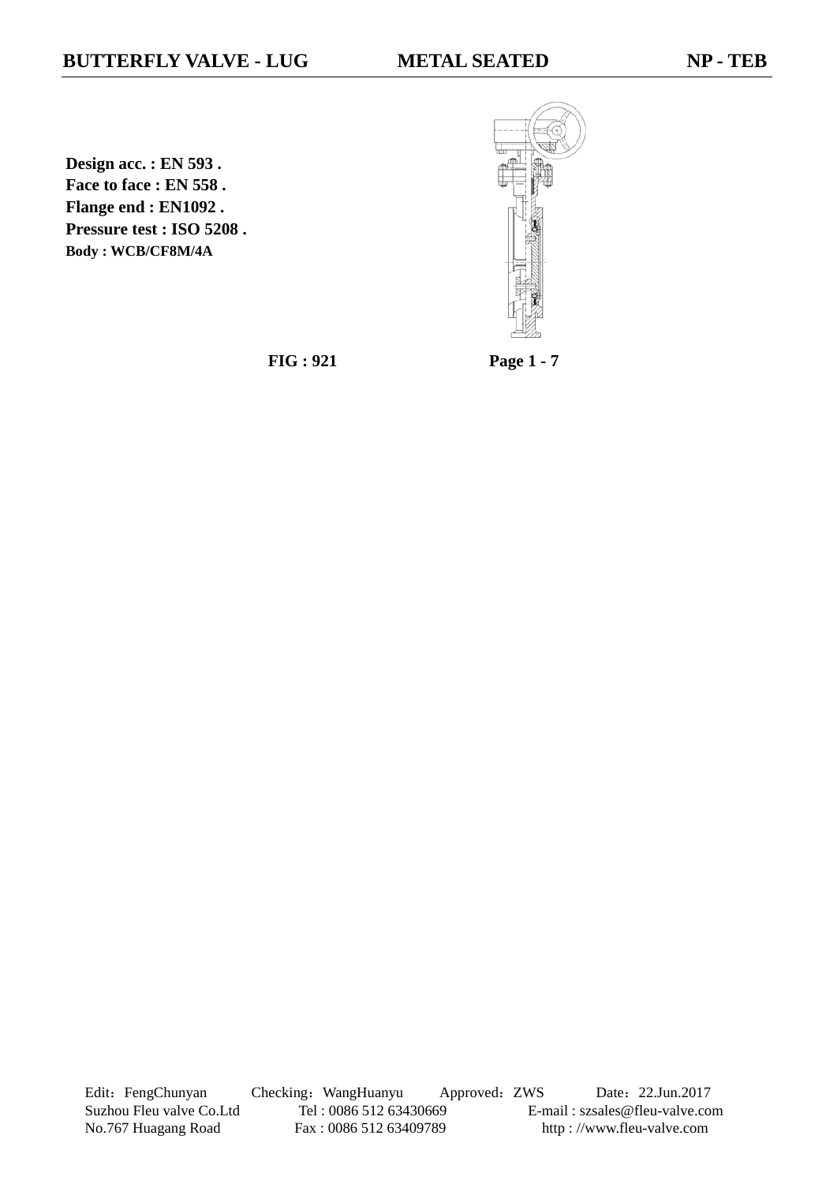# BUTTERFLY VALVE - LUG METAL SEATED NP - TEB

**Design acc. : EN 593 .**
**Face to face : EN 558 .**
**Flange end : EN1092 .**
**Pressure test : ISO 5208 .**
**Body : WCB/CF8M/4A**

**FIG : 921** **Page 1 - 7**

Edit：FengChunyan Checking：WangHuanyu Approved：ZWS Date：22.Jun.2017
Suzhou Fleu valve Co.Ltd Tel : 0086 512 63430669 E-mail : szsales@fleu-valve.com
No.767 Huagang Road Fax : 0086 512 63409789 http : //www.fleu-valve.com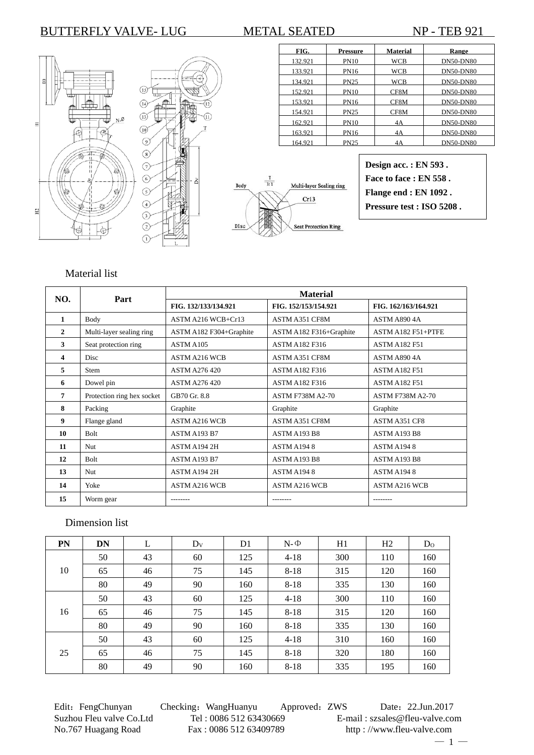# BUTTERFLY VALVE- LUG METAL SEATED NP - TEB 921

| FIG. | Pressure | Material | Range |
|---|---|---|---|
| 132.921 | PN10 | WCB | DN50-DN80 |
| 133.921 | PN16 | WCB | DN50-DN80 |
| 134.921 | PN25 | WCB | DN50-DN80 |
| 152.921 | PN10 | CF8M | DN50-DN80 |
| 153.921 | PN16 | CF8M | DN50-DN80 |
| 154.921 | PN25 | CF8M | DN50-DN80 |
| 162.921 | PN10 | 4A | DN50-DN80 |
| 163.921 | PN16 | 4A | DN50-DN80 |
| 164.921 | PN25 | 4A | DN50-DN80 |

**Design acc. : EN 593 .**
**Face to face : EN 558 .**
**Flange end : EN 1092 .**
**Pressure test : ISO 5208 .**

Body — Multi-layer Sealing ring — Cr13 — Disc — Seat Protection Ring

## Material list

| NO. | Part | Material | | |
|---|---|---|---|---|
| | | FIG. 132/133/134.921 | FIG. 152/153/154.921 | FIG. 162/163/164.921 |
| 1 | Body | ASTM A216 WCB+Cr13 | ASTM A351 CF8M | ASTM A890 4A |
| 2 | Multi-layer sealing ring | ASTM A182 F304+Graphite | ASTM A182 F316+Graphite | ASTM A182 F51+PTFE |
| 3 | Seat protection ring | ASTM A105 | ASTM A182 F316 | ASTM A182 F51 |
| 4 | Disc | ASTM A216 WCB | ASTM A351 CF8M | ASTM A890 4A |
| 5 | Stem | ASTM A276 420 | ASTM A182 F316 | ASTM A182 F51 |
| 6 | Dowel pin | ASTM A276 420 | ASTM A182 F316 | ASTM A182 F51 |
| 7 | Protection ring hex socket | GB70 Gr. 8.8 | ASTM F738M A2-70 | ASTM F738M A2-70 |
| 8 | Packing | Graphite | Graphite | Graphite |
| 9 | Flange gland | ASTM A216 WCB | ASTM A351 CF8M | ASTM A351 CF8 |
| 10 | Bolt | ASTM A193 B7 | ASTM A193 B8 | ASTM A193 B8 |
| 11 | Nut | ASTM A194 2H | ASTM A194 8 | ASTM A194 8 |
| 12 | Bolt | ASTM A193 B7 | ASTM A193 B8 | ASTM A193 B8 |
| 13 | Nut | ASTM A194 2H | ASTM A194 8 | ASTM A194 8 |
| 14 | Yoke | ASTM A216 WCB | ASTM A216 WCB | ASTM A216 WCB |
| 15 | Worm gear | -------- | -------- | -------- |

## Dimension list

| PN | DN | L | $D_V$ | D1 | N-Φ | H1 | H2 | $D_O$ |
|---|---|---|---|---|---|---|---|---|
| 10 | 50 | 43 | 60 | 125 | 4-18 | 300 | 110 | 160 |
| | 65 | 46 | 75 | 145 | 8-18 | 315 | 120 | 160 |
| | 80 | 49 | 90 | 160 | 8-18 | 335 | 130 | 160 |
| 16 | 50 | 43 | 60 | 125 | 4-18 | 300 | 110 | 160 |
| | 65 | 46 | 75 | 145 | 8-18 | 315 | 120 | 160 |
| | 80 | 49 | 90 | 160 | 8-18 | 335 | 130 | 160 |
| 25 | 50 | 43 | 60 | 125 | 4-18 | 310 | 160 | 160 |
| | 65 | 46 | 75 | 145 | 8-18 | 320 | 180 | 160 |
| | 80 | 49 | 90 | 160 | 8-18 | 335 | 195 | 160 |

Edit：FengChunyan Checking：WangHuanyu Approved：ZWS Date：22.Jun.2017
Suzhou Fleu valve Co.Ltd Tel : 0086 512 63430669 E-mail : szsales@fleu-valve.com
No.767 Huagang Road Fax : 0086 512 63409789 http : //www.fleu-valve.com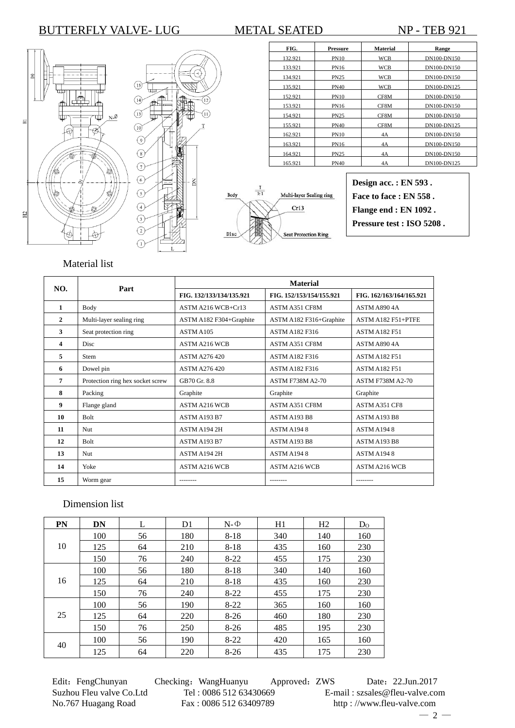# BUTTERFLY VALVE- LUG METAL SEATED NP - TEB 921

| FIG. | Pressure | Material | Range |
| --- | --- | --- | --- |
| 132.921 | PN10 | WCB | DN100-DN150 |
| 133.921 | PN16 | WCB | DN100-DN150 |
| 134.921 | PN25 | WCB | DN100-DN150 |
| 135.921 | PN40 | WCB | DN100-DN125 |
| 152.921 | PN10 | CF8M | DN100-DN150 |
| 153.921 | PN16 | CF8M | DN100-DN150 |
| 154.921 | PN25 | CF8M | DN100-DN150 |
| 155.921 | PN40 | CF8M | DN100-DN125 |
| 162.921 | PN10 | 4A | DN100-DN150 |
| 163.921 | PN16 | 4A | DN100-DN150 |
| 164.921 | PN25 | 4A | DN100-DN150 |
| 165.921 | PN40 | 4A | DN100-DN125 |

**Design acc. : EN 593 .**
**Face to face : EN 558 .**
**Flange end : EN 1092 .**
**Pressure test : ISO 5208 .**

Body — Multi-layer Sealing ring — Cr13 — Disc — Seat Protection Ring (T 3:1)

## Material list

| NO. | Part | Material | | |
| --- | --- | --- | --- | --- |
| | | FIG. 132/133/134/135.921 | FIG. 152/153/154/155.921 | FIG. 162/163/164/165.921 |
| 1 | Body | ASTM A216 WCB+Cr13 | ASTM A351 CF8M | ASTM A890 4A |
| 2 | Multi-layer sealing ring | ASTM A182 F304+Graphite | ASTM A182 F316+Graphite | ASTM A182 F51+PTFE |
| 3 | Seat protection ring | ASTM A105 | ASTM A182 F316 | ASTM A182 F51 |
| 4 | Disc | ASTM A216 WCB | ASTM A351 CF8M | ASTM A890 4A |
| 5 | Stem | ASTM A276 420 | ASTM A182 F316 | ASTM A182 F51 |
| 6 | Dowel pin | ASTM A276 420 | ASTM A182 F316 | ASTM A182 F51 |
| 7 | Protection ring hex socket screw | GB70 Gr. 8.8 | ASTM F738M A2-70 | ASTM F738M A2-70 |
| 8 | Packing | Graphite | Graphite | Graphite |
| 9 | Flange gland | ASTM A216 WCB | ASTM A351 CF8M | ASTM A351 CF8 |
| 10 | Bolt | ASTM A193 B7 | ASTM A193 B8 | ASTM A193 B8 |
| 11 | Nut | ASTM A194 2H | ASTM A194 8 | ASTM A194 8 |
| 12 | Bolt | ASTM A193 B7 | ASTM A193 B8 | ASTM A193 B8 |
| 13 | Nut | ASTM A194 2H | ASTM A194 8 | ASTM A194 8 |
| 14 | Yoke | ASTM A216 WCB | ASTM A216 WCB | ASTM A216 WCB |
| 15 | Worm gear | -------- | -------- | -------- |

## Dimension list

| PN | DN | L | D1 | N-Φ | H1 | H2 | Do |
| --- | --- | --- | --- | --- | --- | --- | --- |
| 10 | 100 | 56 | 180 | 8-18 | 340 | 140 | 160 |
| | 125 | 64 | 210 | 8-18 | 435 | 160 | 230 |
| | 150 | 76 | 240 | 8-22 | 455 | 175 | 230 |
| 16 | 100 | 56 | 180 | 8-18 | 340 | 140 | 160 |
| | 125 | 64 | 210 | 8-18 | 435 | 160 | 230 |
| | 150 | 76 | 240 | 8-22 | 455 | 175 | 230 |
| 25 | 100 | 56 | 190 | 8-22 | 365 | 160 | 160 |
| | 125 | 64 | 220 | 8-26 | 460 | 180 | 230 |
| | 150 | 76 | 250 | 8-26 | 485 | 195 | 230 |
| 40 | 100 | 56 | 190 | 8-22 | 420 | 165 | 160 |
| | 125 | 64 | 220 | 8-26 | 435 | 175 | 230 |

Edit：FengChunyan Checking：WangHuanyu Approved：ZWS Date：22.Jun.2017
Suzhou Fleu valve Co.Ltd Tel : 0086 512 63430669 E-mail : szsales@fleu-valve.com
No.767 Huagang Road Fax : 0086 512 63409789 http : //www.fleu-valve.com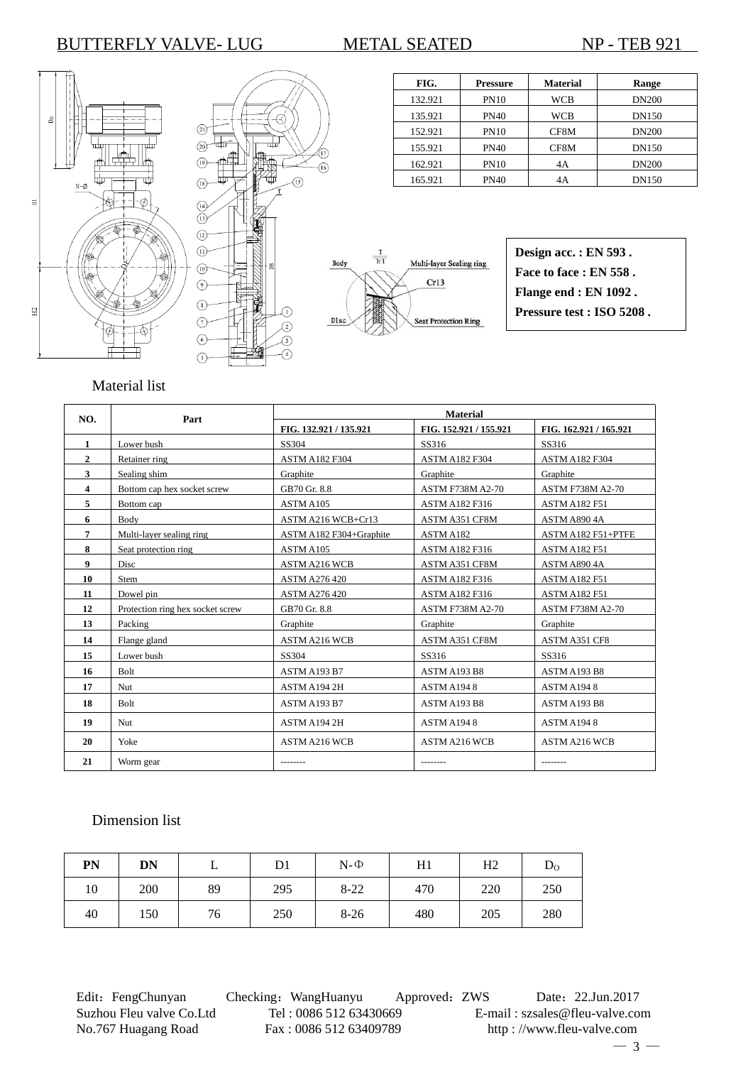BUTTERFLY VALVE- LUG METAL SEATED NP - TEB 921

| FIG. | Pressure | Material | Range |
|---|---|---|---|
| 132.921 | PN10 | WCB | DN200 |
| 135.921 | PN40 | WCB | DN150 |
| 152.921 | PN10 | CF8M | DN200 |
| 155.921 | PN40 | CF8M | DN150 |
| 162.921 | PN10 | 4A | DN200 |
| 165.921 | PN40 | 4A | DN150 |

**Design acc. : EN 593 .**
**Face to face : EN 558 .**
**Flange end : EN 1092 .**
**Pressure test : ISO 5208 .**

Material list

| NO. | Part | Material | | |
|---|---|---|---|---|
| | | FIG. 132.921 / 135.921 | FIG. 152.921 / 155.921 | FIG. 162.921 / 165.921 |
| 1 | Lower bush | SS304 | SS316 | SS316 |
| 2 | Retainer ring | ASTM A182 F304 | ASTM A182 F304 | ASTM A182 F304 |
| 3 | Sealing shim | Graphite | Graphite | Graphite |
| 4 | Bottom cap hex socket screw | GB70 Gr. 8.8 | ASTM F738M A2-70 | ASTM F738M A2-70 |
| 5 | Bottom cap | ASTM A105 | ASTM A182 F316 | ASTM A182 F51 |
| 6 | Body | ASTM A216 WCB+Cr13 | ASTM A351 CF8M | ASTM A890 4A |
| 7 | Multi-layer sealing ring | ASTM A182 F304+Graphite | ASTM A182 | ASTM A182 F51+PTFE |
| 8 | Seat protection ring | ASTM A105 | ASTM A182 F316 | ASTM A182 F51 |
| 9 | Disc | ASTM A216 WCB | ASTM A351 CF8M | ASTM A890 4A |
| 10 | Stem | ASTM A276 420 | ASTM A182 F316 | ASTM A182 F51 |
| 11 | Dowel pin | ASTM A276 420 | ASTM A182 F316 | ASTM A182 F51 |
| 12 | Protection ring hex socket screw | GB70 Gr. 8.8 | ASTM F738M A2-70 | ASTM F738M A2-70 |
| 13 | Packing | Graphite | Graphite | Graphite |
| 14 | Flange gland | ASTM A216 WCB | ASTM A351 CF8M | ASTM A351 CF8 |
| 15 | Lower bush | SS304 | SS316 | SS316 |
| 16 | Bolt | ASTM A193 B7 | ASTM A193 B8 | ASTM A193 B8 |
| 17 | Nut | ASTM A194 2H | ASTM A194 8 | ASTM A194 8 |
| 18 | Bolt | ASTM A193 B7 | ASTM A193 B8 | ASTM A193 B8 |
| 19 | Nut | ASTM A194 2H | ASTM A194 8 | ASTM A194 8 |
| 20 | Yoke | ASTM A216 WCB | ASTM A216 WCB | ASTM A216 WCB |
| 21 | Worm gear | -------- | -------- | -------- |

Dimension list

| PN | DN | L | D1 | N-Φ | H1 | H2 | $D_O$ |
|---|---|---|---|---|---|---|---|
| 10 | 200 | 89 | 295 | 8-22 | 470 | 220 | 250 |
| 40 | 150 | 76 | 250 | 8-26 | 480 | 205 | 280 |

Edit：FengChunyan Checking：WangHuanyu Approved：ZWS Date：22.Jun.2017
Suzhou Fleu valve Co.Ltd Tel : 0086 512 63430669 E-mail : szsales@fleu-valve.com
No.767 Huagang Road Fax : 0086 512 63409789 http : //www.fleu-valve.com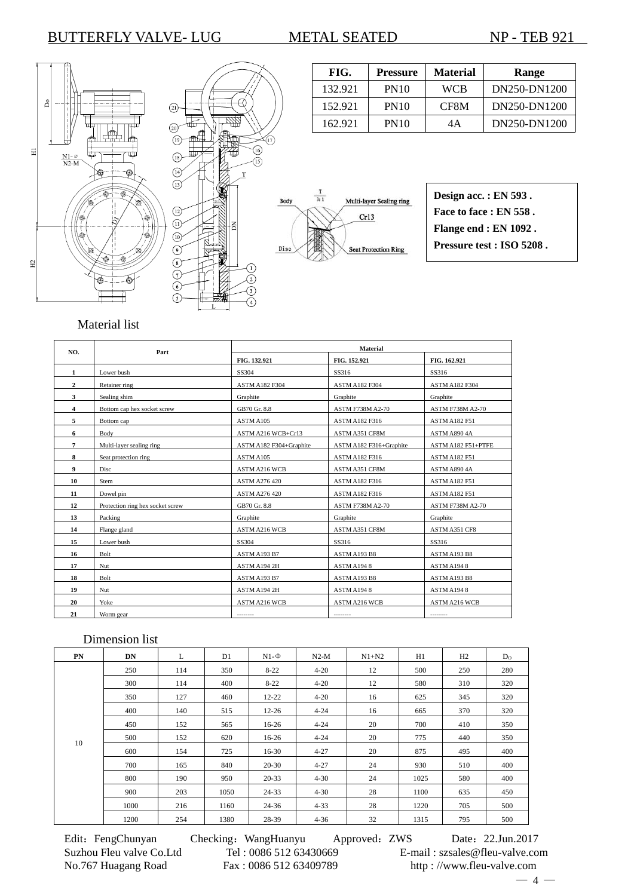# BUTTERFLY VALVE- LUG METAL SEATED NP - TEB 921

| FIG. | Pressure | Material | Range |
|---|---|---|---|
| 132.921 | PN10 | WCB | DN250-DN1200 |
| 152.921 | PN10 | CF8M | DN250-DN1200 |
| 162.921 | PN10 | 4A | DN250-DN1200 |

**Design acc. : EN 593 .**
**Face to face : EN 558 .**
**Flange end : EN 1092 .**
**Pressure test : ISO 5208 .**

## Material list

| NO. | Part | Material | | |
|---|---|---|---|---|
| | | FIG. 132.921 | FIG. 152.921 | FIG. 162.921 |
| 1 | Lower bush | SS304 | SS316 | SS316 |
| 2 | Retainer ring | ASTM A182 F304 | ASTM A182 F304 | ASTM A182 F304 |
| 3 | Sealing shim | Graphite | Graphite | Graphite |
| 4 | Bottom cap hex socket screw | GB70 Gr. 8.8 | ASTM F738M A2-70 | ASTM F738M A2-70 |
| 5 | Bottom cap | ASTM A105 | ASTM A182 F316 | ASTM A182 F51 |
| 6 | Body | ASTM A216 WCB+Cr13 | ASTM A351 CF8M | ASTM A890 4A |
| 7 | Multi-layer sealing ring | ASTM A182 F304+Graphite | ASTM A182 F316+Graphite | ASTM A182 F51+PTFE |
| 8 | Seat protection ring | ASTM A105 | ASTM A182 F316 | ASTM A182 F51 |
| 9 | Disc | ASTM A216 WCB | ASTM A351 CF8M | ASTM A890 4A |
| 10 | Stem | ASTM A276 420 | ASTM A182 F316 | ASTM A182 F51 |
| 11 | Dowel pin | ASTM A276 420 | ASTM A182 F316 | ASTM A182 F51 |
| 12 | Protection ring hex socket screw | GB70 Gr. 8.8 | ASTM F738M A2-70 | ASTM F738M A2-70 |
| 13 | Packing | Graphite | Graphite | Graphite |
| 14 | Flange gland | ASTM A216 WCB | ASTM A351 CF8M | ASTM A351 CF8 |
| 15 | Lower bush | SS304 | SS316 | SS316 |
| 16 | Bolt | ASTM A193 B7 | ASTM A193 B8 | ASTM A193 B8 |
| 17 | Nut | ASTM A194 2H | ASTM A194 8 | ASTM A194 8 |
| 18 | Bolt | ASTM A193 B7 | ASTM A193 B8 | ASTM A193 B8 |
| 19 | Nut | ASTM A194 2H | ASTM A194 8 | ASTM A194 8 |
| 20 | Yoke | ASTM A216 WCB | ASTM A216 WCB | ASTM A216 WCB |
| 21 | Worm gear | -------- | -------- | -------- |

## Dimension list

| PN | DN | L | D1 | N1-Φ | N2-M | N1+N2 | H1 | H2 | $D_O$ |
|---|---|---|---|---|---|---|---|---|---|
| 10 | 250 | 114 | 350 | 8-22 | 4-20 | 12 | 500 | 250 | 280 |
| | 300 | 114 | 400 | 8-22 | 4-20 | 12 | 580 | 310 | 320 |
| | 350 | 127 | 460 | 12-22 | 4-20 | 16 | 625 | 345 | 320 |
| | 400 | 140 | 515 | 12-26 | 4-24 | 16 | 665 | 370 | 320 |
| | 450 | 152 | 565 | 16-26 | 4-24 | 20 | 700 | 410 | 350 |
| | 500 | 152 | 620 | 16-26 | 4-24 | 20 | 775 | 440 | 350 |
| | 600 | 154 | 725 | 16-30 | 4-27 | 20 | 875 | 495 | 400 |
| | 700 | 165 | 840 | 20-30 | 4-27 | 24 | 930 | 510 | 400 |
| | 800 | 190 | 950 | 20-33 | 4-30 | 24 | 1025 | 580 | 400 |
| | 900 | 203 | 1050 | 24-33 | 4-30 | 28 | 1100 | 635 | 450 |
| | 1000 | 216 | 1160 | 24-36 | 4-33 | 28 | 1220 | 705 | 500 |
| | 1200 | 254 | 1380 | 28-39 | 4-36 | 32 | 1315 | 795 | 500 |

Edit：FengChunyan Checking：WangHuanyu Approved：ZWS Date：22.Jun.2017

Suzhou Fleu valve Co.Ltd Tel : 0086 512 63430669 E-mail : szsales@fleu-valve.com

No.767 Huagang Road Fax : 0086 512 63409789 http : //www.fleu-valve.com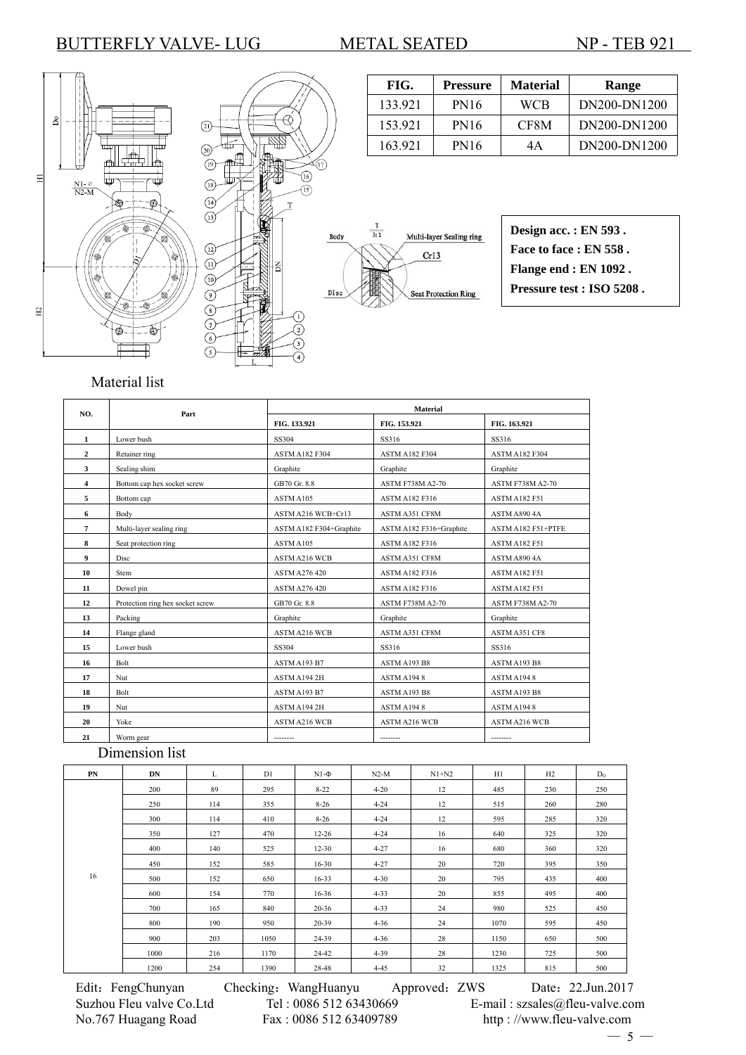# BUTTERFLY VALVE- LUG METAL SEATED NP - TEB 921

| FIG. | Pressure | Material | Range |
|---|---|---|---|
| 133.921 | PN16 | WCB | DN200-DN1200 |
| 153.921 | PN16 | CF8M | DN200-DN1200 |
| 163.921 | PN16 | 4A | DN200-DN1200 |

**Design acc. : EN 593 .**
**Face to face : EN 558 .**
**Flange end : EN 1092 .**
**Pressure test : ISO 5208 .**

Body — Multi-layer Sealing ring — Cr13 — Disc — Seat Protection Ring

## Material list

| NO. | Part | Material | | |
|---|---|---|---|---|
| | | FIG. 133.921 | FIG. 153.921 | FIG. 163.921 |
| 1 | Lower bush | SS304 | SS316 | SS316 |
| 2 | Retainer ring | ASTM A182 F304 | ASTM A182 F304 | ASTM A182 F304 |
| 3 | Sealing shim | Graphite | Graphite | Graphite |
| 4 | Bottom cap hex socket screw | GB70 Gr. 8.8 | ASTM F738M A2-70 | ASTM F738M A2-70 |
| 5 | Bottom cap | ASTM A105 | ASTM A182 F316 | ASTM A182 F51 |
| 6 | Body | ASTM A216 WCB+Cr13 | ASTM A351 CF8M | ASTM A890 4A |
| 7 | Multi-layer sealing ring | ASTM A182 F304+Graphite | ASTM A182 F316+Graphite | ASTM A182 F51+PTFE |
| 8 | Seat protection ring | ASTM A105 | ASTM A182 F316 | ASTM A182 F51 |
| 9 | Disc | ASTM A216 WCB | ASTM A351 CF8M | ASTM A890 4A |
| 10 | Stem | ASTM A276 420 | ASTM A182 F316 | ASTM A182 F51 |
| 11 | Dowel pin | ASTM A276 420 | ASTM A182 F316 | ASTM A182 F51 |
| 12 | Protection ring hex socket screw | GB70 Gr. 8.8 | ASTM F738M A2-70 | ASTM F738M A2-70 |
| 13 | Packing | Graphite | Graphite | Graphite |
| 14 | Flange gland | ASTM A216 WCB | ASTM A351 CF8M | ASTM A351 CF8 |
| 15 | Lower bush | SS304 | SS316 | SS316 |
| 16 | Bolt | ASTM A193 B7 | ASTM A193 B8 | ASTM A193 B8 |
| 17 | Nut | ASTM A194 2H | ASTM A194 8 | ASTM A194 8 |
| 18 | Bolt | ASTM A193 B7 | ASTM A193 B8 | ASTM A193 B8 |
| 19 | Nut | ASTM A194 2H | ASTM A194 8 | ASTM A194 8 |
| 20 | Yoke | ASTM A216 WCB | ASTM A216 WCB | ASTM A216 WCB |
| 21 | Worm gear | -------- | -------- | -------- |

## Dimension list

| PN | DN | L | D1 | N1-Φ | N2-M | N1+N2 | H1 | H2 | $D_0$ |
|---|---|---|---|---|---|---|---|---|---|
| 16 | 200 | 89 | 295 | 8-22 | 4-20 | 12 | 485 | 230 | 250 |
| | 250 | 114 | 355 | 8-26 | 4-24 | 12 | 515 | 260 | 280 |
| | 300 | 114 | 410 | 8-26 | 4-24 | 12 | 595 | 285 | 320 |
| | 350 | 127 | 470 | 12-26 | 4-24 | 16 | 640 | 325 | 320 |
| | 400 | 140 | 525 | 12-30 | 4-27 | 16 | 680 | 360 | 320 |
| | 450 | 152 | 585 | 16-30 | 4-27 | 20 | 720 | 395 | 350 |
| | 500 | 152 | 650 | 16-33 | 4-30 | 20 | 795 | 435 | 400 |
| | 600 | 154 | 770 | 16-36 | 4-33 | 20 | 855 | 495 | 400 |
| | 700 | 165 | 840 | 20-36 | 4-33 | 24 | 980 | 525 | 450 |
| | 800 | 190 | 950 | 20-39 | 4-36 | 24 | 1070 | 595 | 450 |
| | 900 | 203 | 1050 | 24-39 | 4-36 | 28 | 1150 | 650 | 500 |
| | 1000 | 216 | 1170 | 24-42 | 4-39 | 28 | 1230 | 725 | 500 |
| | 1200 | 254 | 1390 | 28-48 | 4-45 | 32 | 1325 | 815 | 500 |

Edit：FengChunyan Checking：WangHuanyu Approved：ZWS Date：22.Jun.2017
Suzhou Fleu valve Co.Ltd Tel : 0086 512 63430669 E-mail : szsales@fleu-valve.com
No.767 Huagang Road Fax : 0086 512 63409789 http : //www.fleu-valve.com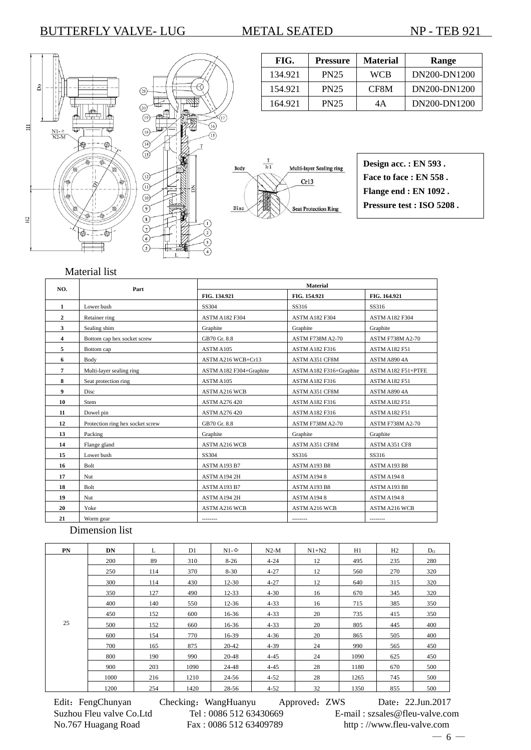# BUTTERFLY VALVE- LUG METAL SEATED NP - TEB 921

| FIG. | Pressure | Material | Range |
|---|---|---|---|
| 134.921 | PN25 | WCB | DN200-DN1200 |
| 154.921 | PN25 | CF8M | DN200-DN1200 |
| 164.921 | PN25 | 4A | DN200-DN1200 |

**Design acc. : EN 593 .**
**Face to face : EN 558 .**
**Flange end : EN 1092 .**
**Pressure test : ISO 5208 .**

## Material list

| NO. | Part | Material | | |
|---|---|---|---|---|
| | | FIG. 134.921 | FIG. 154.921 | FIG. 164.921 |
| 1 | Lower bush | SS304 | SS316 | SS316 |
| 2 | Retainer ring | ASTM A182 F304 | ASTM A182 F304 | ASTM A182 F304 |
| 3 | Sealing shim | Graphite | Graphite | Graphite |
| 4 | Bottom cap hex socket screw | GB70 Gr. 8.8 | ASTM F738M A2-70 | ASTM F738M A2-70 |
| 5 | Bottom cap | ASTM A105 | ASTM A182 F316 | ASTM A182 F51 |
| 6 | Body | ASTM A216 WCB+Cr13 | ASTM A351 CF8M | ASTM A890 4A |
| 7 | Multi-layer sealing ring | ASTM A182 F304+Graphite | ASTM A182 F316+Graphite | ASTM A182 F51+PTFE |
| 8 | Seat protection ring | ASTM A105 | ASTM A182 F316 | ASTM A182 F51 |
| 9 | Disc | ASTM A216 WCB | ASTM A351 CF8M | ASTM A890 4A |
| 10 | Stem | ASTM A276 420 | ASTM A182 F316 | ASTM A182 F51 |
| 11 | Dowel pin | ASTM A276 420 | ASTM A182 F316 | ASTM A182 F51 |
| 12 | Protection ring hex socket screw | GB70 Gr. 8.8 | ASTM F738M A2-70 | ASTM F738M A2-70 |
| 13 | Packing | Graphite | Graphite | Graphite |
| 14 | Flange gland | ASTM A216 WCB | ASTM A351 CF8M | ASTM A351 CF8 |
| 15 | Lower bush | SS304 | SS316 | SS316 |
| 16 | Bolt | ASTM A193 B7 | ASTM A193 B8 | ASTM A193 B8 |
| 17 | Nut | ASTM A194 2H | ASTM A194 8 | ASTM A194 8 |
| 18 | Bolt | ASTM A193 B7 | ASTM A193 B8 | ASTM A193 B8 |
| 19 | Nut | ASTM A194 2H | ASTM A194 8 | ASTM A194 8 |
| 20 | Yoke | ASTM A216 WCB | ASTM A216 WCB | ASTM A216 WCB |
| 21 | Worm gear | -------- | -------- | -------- |

## Dimension list

| PN | DN | L | D1 | N1-Φ | N2-M | N1+N2 | H1 | H2 | Do |
|---|---|---|---|---|---|---|---|---|---|
| 25 | 200 | 89 | 310 | 8-26 | 4-24 | 12 | 495 | 235 | 280 |
| | 250 | 114 | 370 | 8-30 | 4-27 | 12 | 560 | 270 | 320 |
| | 300 | 114 | 430 | 12-30 | 4-27 | 12 | 640 | 315 | 320 |
| | 350 | 127 | 490 | 12-33 | 4-30 | 16 | 670 | 345 | 320 |
| | 400 | 140 | 550 | 12-36 | 4-33 | 16 | 715 | 385 | 350 |
| | 450 | 152 | 600 | 16-36 | 4-33 | 20 | 735 | 415 | 350 |
| | 500 | 152 | 660 | 16-36 | 4-33 | 20 | 805 | 445 | 400 |
| | 600 | 154 | 770 | 16-39 | 4-36 | 20 | 865 | 505 | 400 |
| | 700 | 165 | 875 | 20-42 | 4-39 | 24 | 990 | 565 | 450 |
| | 800 | 190 | 990 | 20-48 | 4-45 | 24 | 1090 | 625 | 450 |
| | 900 | 203 | 1090 | 24-48 | 4-45 | 28 | 1180 | 670 | 500 |
| | 1000 | 216 | 1210 | 24-56 | 4-52 | 28 | 1265 | 745 | 500 |
| | 1200 | 254 | 1420 | 28-56 | 4-52 | 32 | 1350 | 855 | 500 |

Edit：FengChunyan Checking：WangHuanyu Approved：ZWS Date：22.Jun.2017
Suzhou Fleu valve Co.Ltd Tel : 0086 512 63430669 E-mail : szsales@fleu-valve.com
No.767 Huagang Road Fax : 0086 512 63409789 http : //www.fleu-valve.com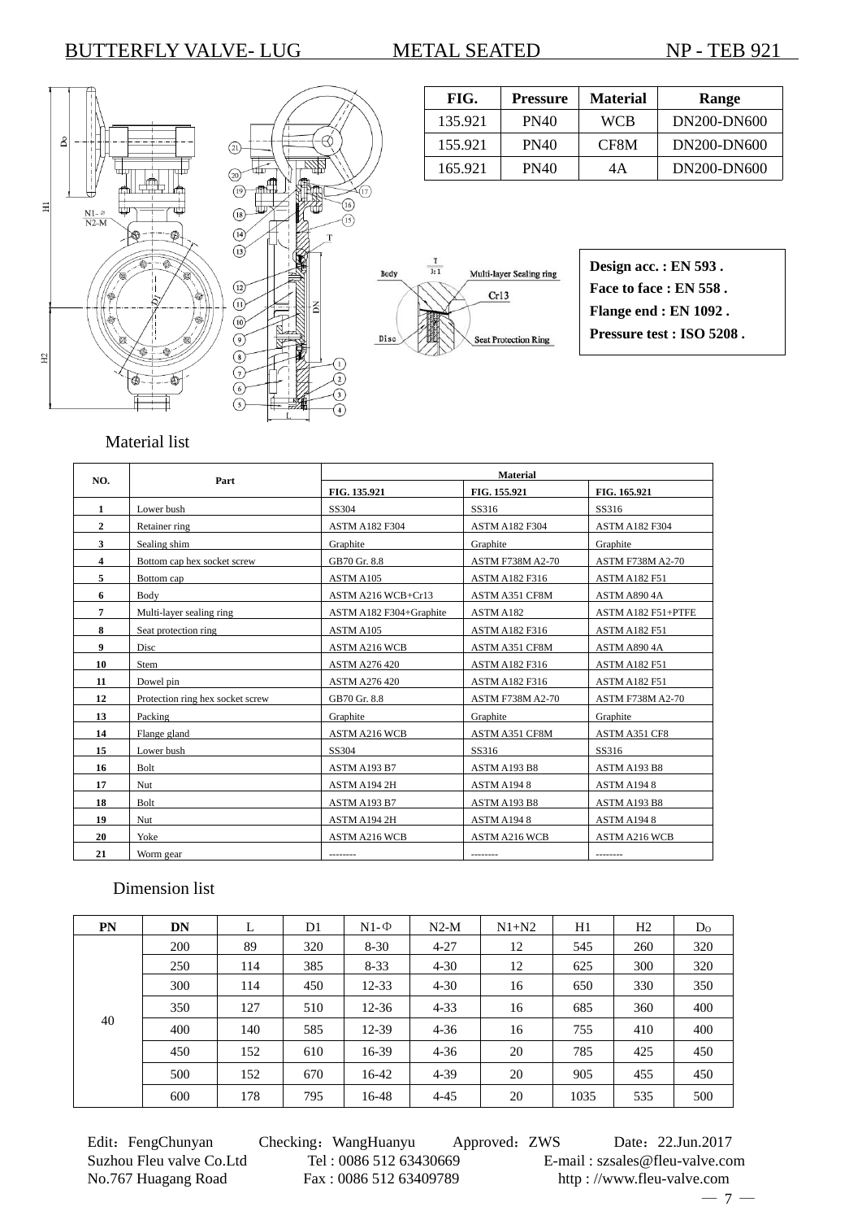# BUTTERFLY VALVE- LUG METAL SEATED NP - TEB 921

| FIG. | Pressure | Material | Range |
|---|---|---|---|
| 135.921 | PN40 | WCB | DN200-DN600 |
| 155.921 | PN40 | CF8M | DN200-DN600 |
| 165.921 | PN40 | 4A | DN200-DN600 |

**Design acc. : EN 593 .**
**Face to face : EN 558 .**
**Flange end : EN 1092 .**
**Pressure test : ISO 5208 .**

Body
Multi-layer Sealing ring
Cr13
Disc
Seat Protection Ring
T 3:1

## Material list

| NO. | Part | Material | | |
|---|---|---|---|---|
| | | FIG. 135.921 | FIG. 155.921 | FIG. 165.921 |
| 1 | Lower bush | SS304 | SS316 | SS316 |
| 2 | Retainer ring | ASTM A182 F304 | ASTM A182 F304 | ASTM A182 F304 |
| 3 | Sealing shim | Graphite | Graphite | Graphite |
| 4 | Bottom cap hex socket screw | GB70 Gr. 8.8 | ASTM F738M A2-70 | ASTM F738M A2-70 |
| 5 | Bottom cap | ASTM A105 | ASTM A182 F316 | ASTM A182 F51 |
| 6 | Body | ASTM A216 WCB+Cr13 | ASTM A351 CF8M | ASTM A890 4A |
| 7 | Multi-layer sealing ring | ASTM A182 F304+Graphite | ASTM A182 | ASTM A182 F51+PTFE |
| 8 | Seat protection ring | ASTM A105 | ASTM A182 F316 | ASTM A182 F51 |
| 9 | Disc | ASTM A216 WCB | ASTM A351 CF8M | ASTM A890 4A |
| 10 | Stem | ASTM A276 420 | ASTM A182 F316 | ASTM A182 F51 |
| 11 | Dowel pin | ASTM A276 420 | ASTM A182 F316 | ASTM A182 F51 |
| 12 | Protection ring hex socket screw | GB70 Gr. 8.8 | ASTM F738M A2-70 | ASTM F738M A2-70 |
| 13 | Packing | Graphite | Graphite | Graphite |
| 14 | Flange gland | ASTM A216 WCB | ASTM A351 CF8M | ASTM A351 CF8 |
| 15 | Lower bush | SS304 | SS316 | SS316 |
| 16 | Bolt | ASTM A193 B7 | ASTM A193 B8 | ASTM A193 B8 |
| 17 | Nut | ASTM A194 2H | ASTM A194 8 | ASTM A194 8 |
| 18 | Bolt | ASTM A193 B7 | ASTM A193 B8 | ASTM A193 B8 |
| 19 | Nut | ASTM A194 2H | ASTM A194 8 | ASTM A194 8 |
| 20 | Yoke | ASTM A216 WCB | ASTM A216 WCB | ASTM A216 WCB |
| 21 | Worm gear | -------- | -------- | -------- |

## Dimension list

| PN | DN | L | D1 | N1-Φ | N2-M | N1+N2 | H1 | H2 | Do |
|---|---|---|---|---|---|---|---|---|---|
| 40 | 200 | 89 | 320 | 8-30 | 4-27 | 12 | 545 | 260 | 320 |
| | 250 | 114 | 385 | 8-33 | 4-30 | 12 | 625 | 300 | 320 |
| | 300 | 114 | 450 | 12-33 | 4-30 | 16 | 650 | 330 | 350 |
| | 350 | 127 | 510 | 12-36 | 4-33 | 16 | 685 | 360 | 400 |
| | 400 | 140 | 585 | 12-39 | 4-36 | 16 | 755 | 410 | 400 |
| | 450 | 152 | 610 | 16-39 | 4-36 | 20 | 785 | 425 | 450 |
| | 500 | 152 | 670 | 16-42 | 4-39 | 20 | 905 | 455 | 450 |
| | 600 | 178 | 795 | 16-48 | 4-45 | 20 | 1035 | 535 | 500 |

Edit：FengChunyan Checking：WangHuanyu Approved：ZWS Date：22.Jun.2017
Suzhou Fleu valve Co.Ltd Tel : 0086 512 63430669 E-mail : szsales@fleu-valve.com
No.767 Huagang Road Fax : 0086 512 63409789 http : //www.fleu-valve.com